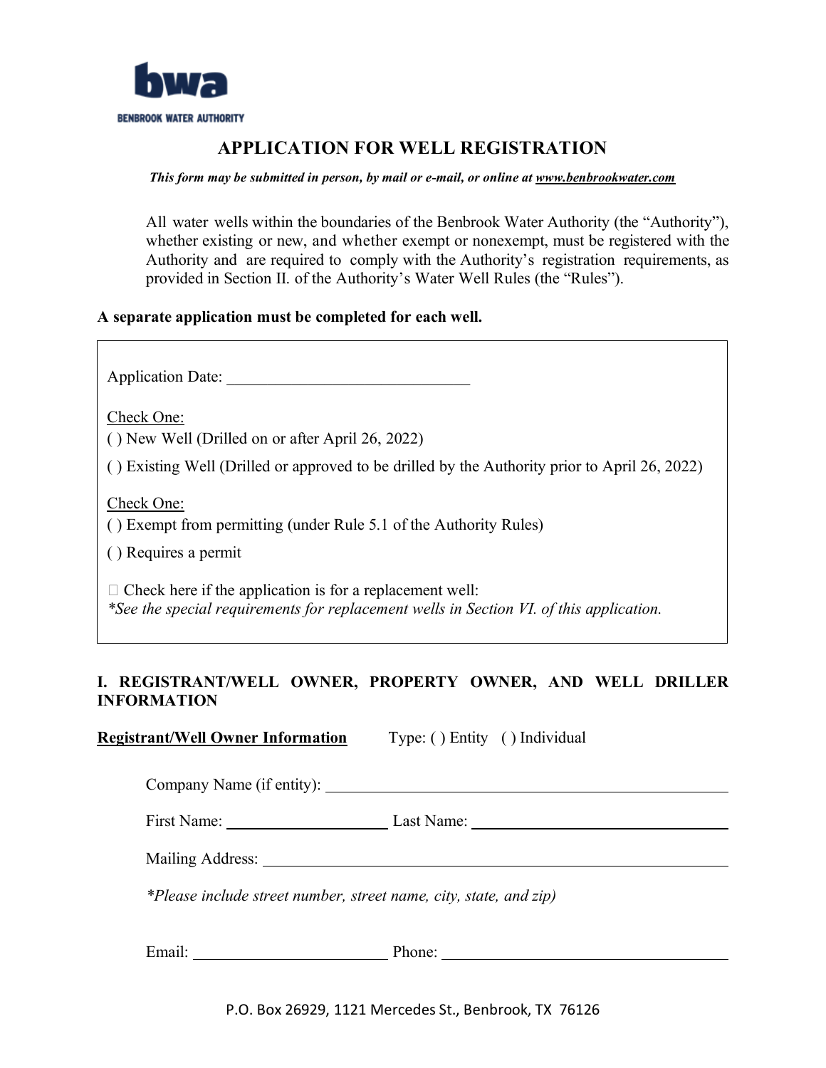bwa

BENBROOK WATER AUTHORITY

# APPLICATION FOR WELL REGISTRATION

***This form may be submitted in person, by mail or e-mail, or online at [www.benbrookwater.com](http://www.benbrookwater.com)***

All water wells within the boundaries of the Benbrook Water Authority (the "Authority"), whether existing or new, and whether exempt or nonexempt, must be registered with the Authority and are required to comply with the Authority's registration requirements, as provided in Section II. of the Authority's Water Well Rules (the "Rules").

**A separate application must be completed for each well.**

Application Date: ______________________________

Check One:

( ) New Well (Drilled on or after April 26, 2022)

( ) Existing Well (Drilled or approved to be drilled by the Authority prior to April 26, 2022)

Check One:

( ) Exempt from permitting (under Rule 5.1 of the Authority Rules)

( ) Requires a permit

☐ Check here if the application is for a replacement well:

*\*See the special requirements for replacement wells in Section VI. of this application.*

## I. REGISTRANT/WELL OWNER, PROPERTY OWNER, AND WELL DRILLER INFORMATION

**Registrant/Well Owner Information** Type: ( ) Entity ( ) Individual

Company Name (if entity): ______________________________

First Name: ____________________ Last Name: ______________________________

Mailing Address: ______________________________

*\*Please include street number, street name, city, state, and zip)*

Email: ____________________ Phone: ______________________________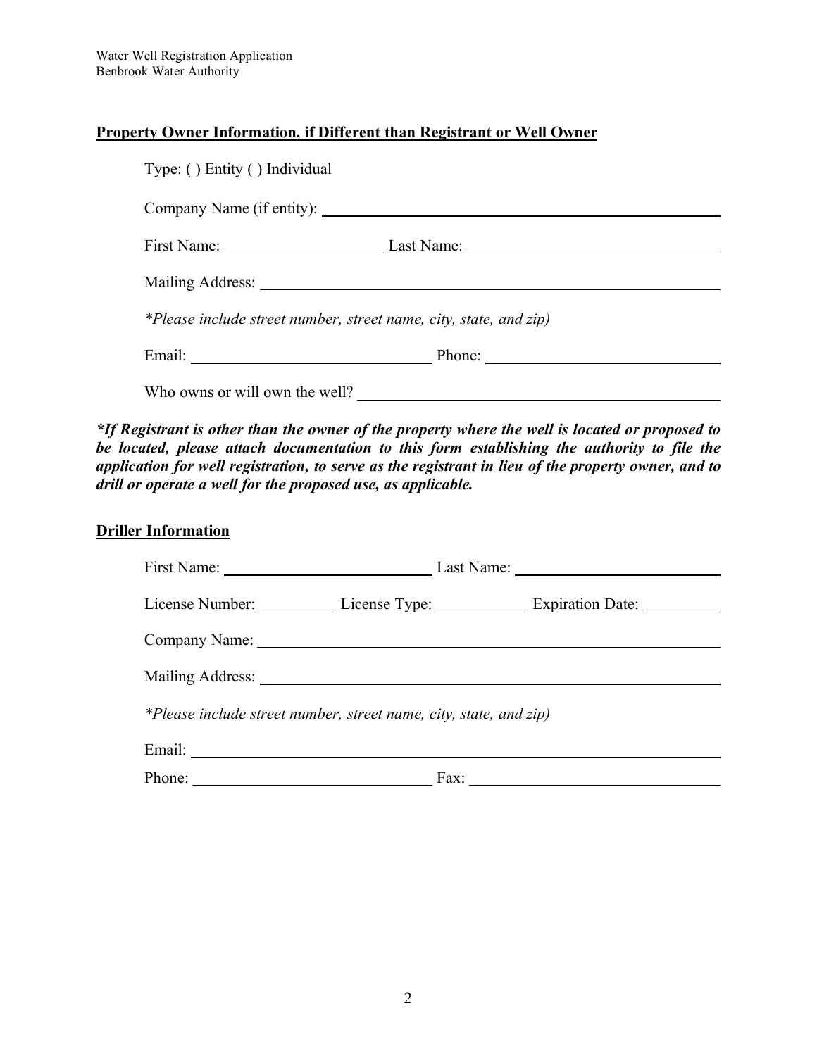## Property Owner Information, if Different than Registrant or Well Owner

Type: ( ) Entity ( ) Individual

Company Name (if entity): ______________________________

First Name: ____________________ Last Name: ______________________________

Mailing Address: ______________________________

*Please include street number, street name, city, state, and zip)*

Email: ______________________________ Phone: ______________________________

Who owns or will own the well? ______________________________

***If Registrant is other than the owner of the property where the well is located or proposed to be located, please attach documentation to this form establishing the authority to file the application for well registration, to serve as the registrant in lieu of the property owner, and to drill or operate a well for the proposed use, as applicable.***

## Driller Information

First Name: ______________________________ Last Name: ______________________________

License Number: __________ License Type: ___________ Expiration Date: __________

Company Name: ______________________________

Mailing Address: ______________________________

*Please include street number, street name, city, state, and zip)*

Email: ______________________________

Phone: ______________________________ Fax: ______________________________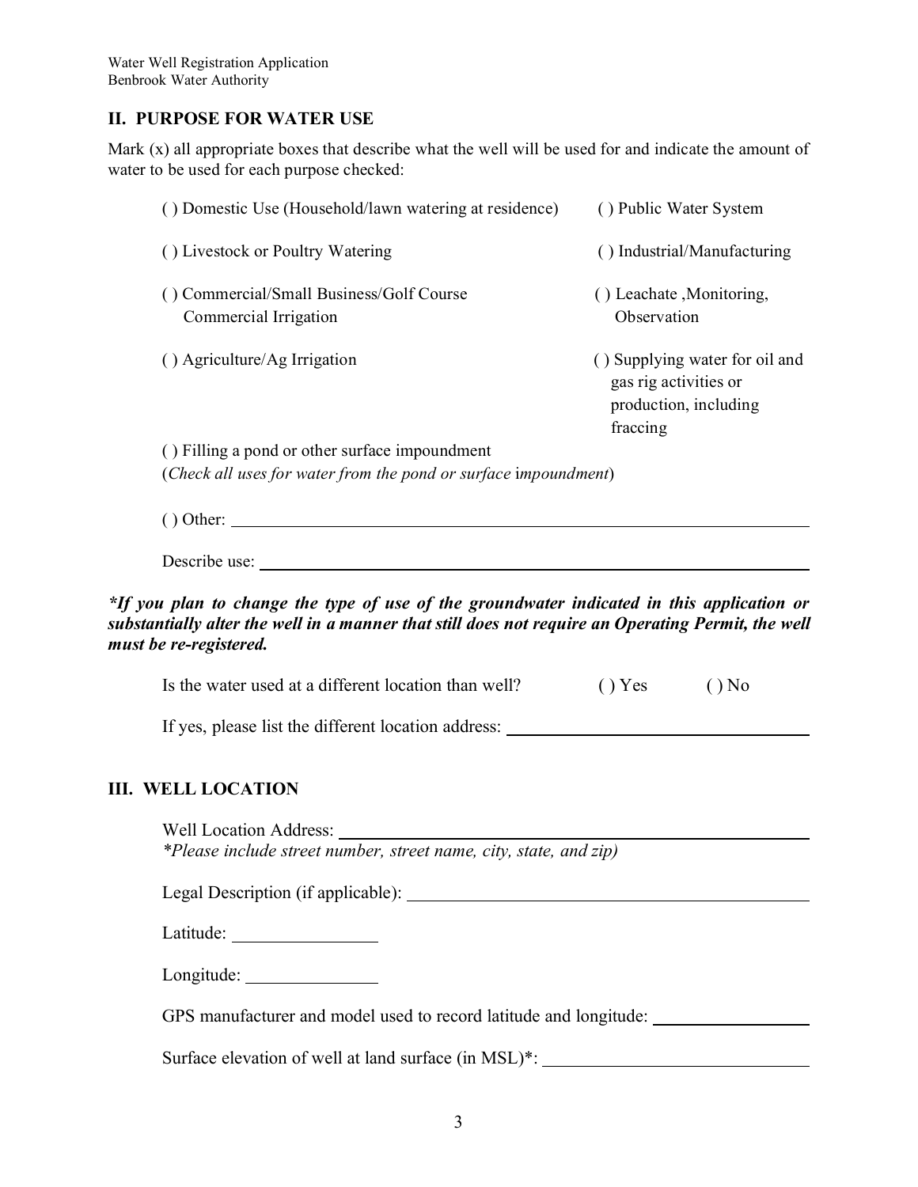## II. PURPOSE FOR WATER USE

Mark (x) all appropriate boxes that describe what the well will be used for and indicate the amount of water to be used for each purpose checked:

( ) Domestic Use (Household/lawn watering at residence)

( ) Public Water System

( ) Livestock or Poultry Watering

( ) Industrial/Manufacturing

( ) Commercial/Small Business/Golf Course Commercial Irrigation

( ) Leachate ,Monitoring, Observation

( ) Agriculture/Ag Irrigation

( ) Supplying water for oil and gas rig activities or production, including fraccing

( ) Filling a pond or other surface impoundment
(*Check all uses for water from the pond or surface impoundment*)

( ) Other: ______________________________

Describe use: ______________________________

***If you plan to change the type of use of the groundwater indicated in this application or substantially alter the well in a manner that still does not require an Operating Permit, the well must be re-registered.***

Is the water used at a different location than well? ( ) Yes ( ) No

If yes, please list the different location address: ______________________________

## III. WELL LOCATION

Well Location Address: ______________________________
*Please include street number, street name, city, state, and zip)*

Legal Description (if applicable): ______________________________

Latitude: ________________

Longitude: ________________

GPS manufacturer and model used to record latitude and longitude: ________________

Surface elevation of well at land surface (in MSL)*: ______________________________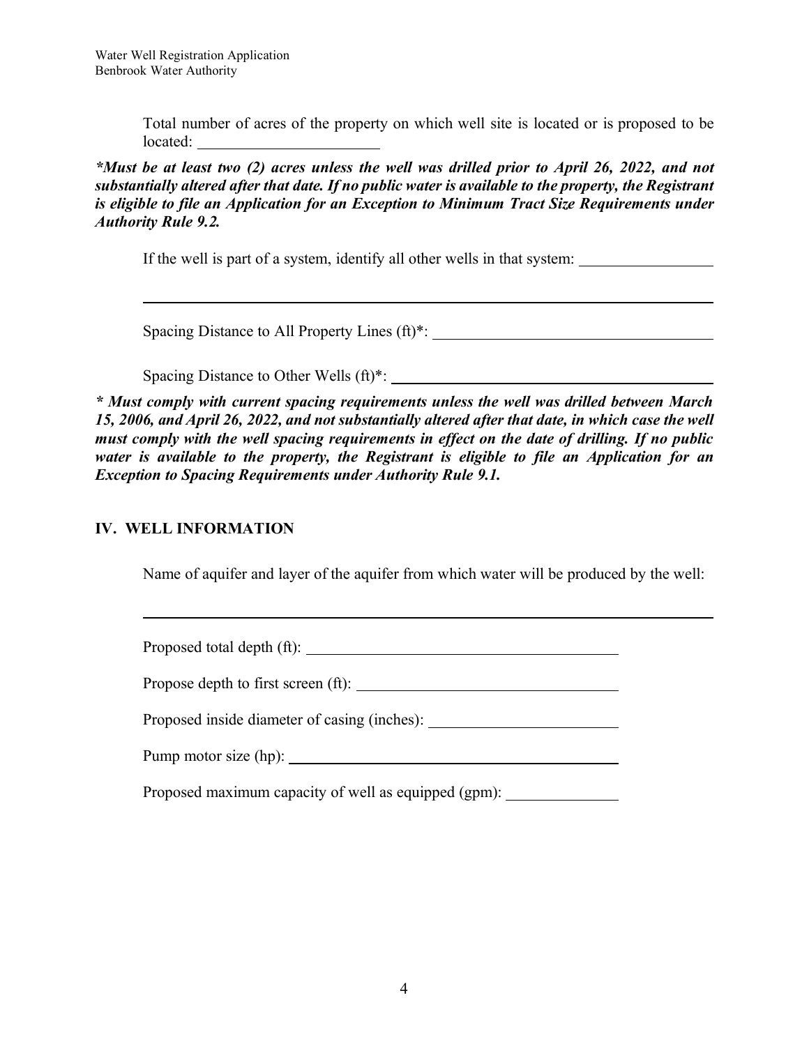Total number of acres of the property on which well site is located or is proposed to be located: ______________________

***Must be at least two (2) acres unless the well was drilled prior to April 26, 2022, and not substantially altered after that date. If no public water is available to the property, the Registrant is eligible to file an Application for an Exception to Minimum Tract Size Requirements under Authority Rule 9.2.***

If the well is part of a system, identify all other wells in that system: ________________

______________________________________________________________________________

Spacing Distance to All Property Lines (ft)*: ________________________________

Spacing Distance to Other Wells (ft)*: ________________________________________

***\* Must comply with current spacing requirements unless the well was drilled between March 15, 2006, and April 26, 2022, and not substantially altered after that date, in which case the well must comply with the well spacing requirements in effect on the date of drilling. If no public water is available to the property, the Registrant is eligible to file an Application for an Exception to Spacing Requirements under Authority Rule 9.1.***

## IV. WELL INFORMATION

Name of aquifer and layer of the aquifer from which water will be produced by the well:

______________________________________________________________________________

Proposed total depth (ft): ______________________________________

Propose depth to first screen (ft): ________________________________

Proposed inside diameter of casing (inches): ________________________

Pump motor size (hp): __________________________________________

Proposed maximum capacity of well as equipped (gpm): ______________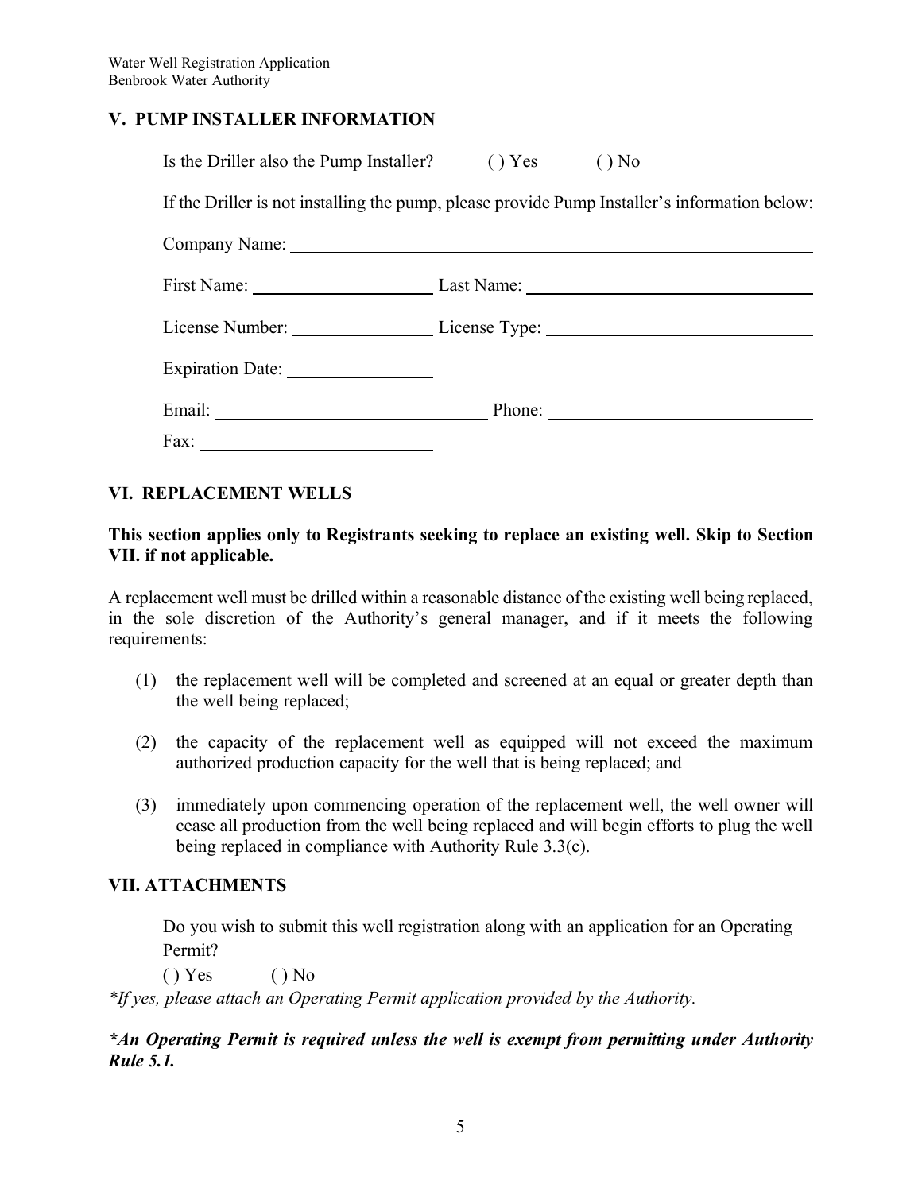## V. PUMP INSTALLER INFORMATION

Is the Driller also the Pump Installer? ( ) Yes ( ) No

If the Driller is not installing the pump, please provide Pump Installer's information below:

Company Name: ______________________________________________

First Name: ____________________ Last Name: ______________________________

License Number: ________________ License Type: ____________________________

Expiration Date: ________________

Email: ______________________________ Phone: ____________________________

Fax: __________________________

## VI. REPLACEMENT WELLS

**This section applies only to Registrants seeking to replace an existing well. Skip to Section VII. if not applicable.**

A replacement well must be drilled within a reasonable distance of the existing well being replaced, in the sole discretion of the Authority's general manager, and if it meets the following requirements:

(1) the replacement well will be completed and screened at an equal or greater depth than the well being replaced;

(2) the capacity of the replacement well as equipped will not exceed the maximum authorized production capacity for the well that is being replaced; and

(3) immediately upon commencing operation of the replacement well, the well owner will cease all production from the well being replaced and will begin efforts to plug the well being replaced in compliance with Authority Rule 3.3(c).

## VII. ATTACHMENTS

Do you wish to submit this well registration along with an application for an Operating Permit?

( ) Yes ( ) No

*\*If yes, please attach an Operating Permit application provided by the Authority.*

***\*An Operating Permit is required unless the well is exempt from permitting under Authority Rule 5.1.***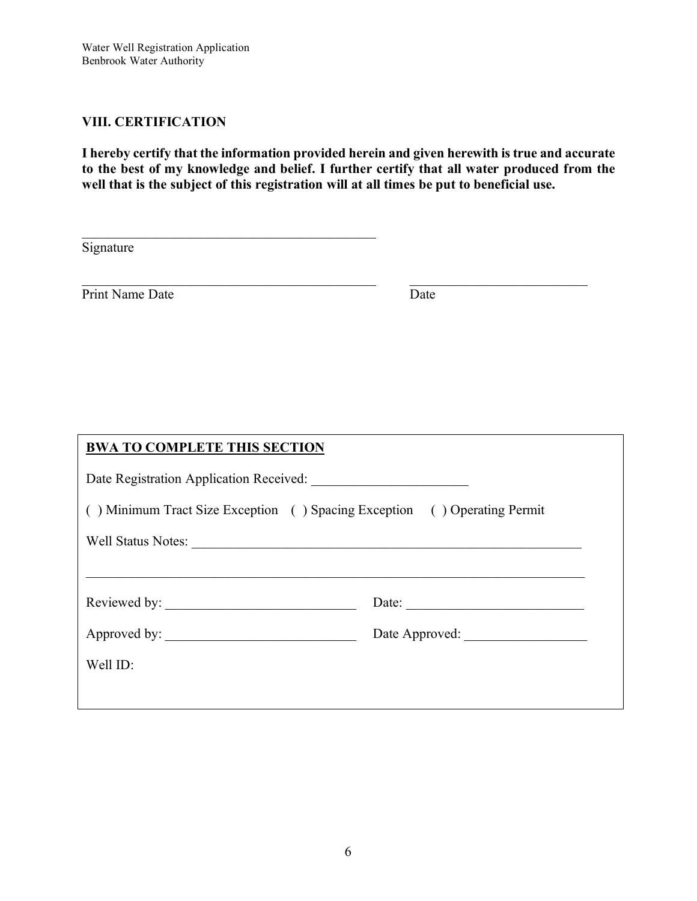## VIII. CERTIFICATION

**I hereby certify that the information provided herein and given herewith is true and accurate to the best of my knowledge and belief. I further certify that all water produced from the well that is the subject of this registration will at all times be put to beneficial use.**

_____________________________________________
Signature

_____________________________________________ __________________________
Print Name Date Date

**BWA TO COMPLETE THIS SECTION**

Date Registration Application Received: _______________________

( ) Minimum Tract Size Exception ( ) Spacing Exception ( ) Operating Permit

Well Status Notes: ___________________________________________________________

___________________________________________________________________________

Reviewed by: ____________________________ Date: __________________________

Approved by: ____________________________ Date Approved: _________________

Well ID: